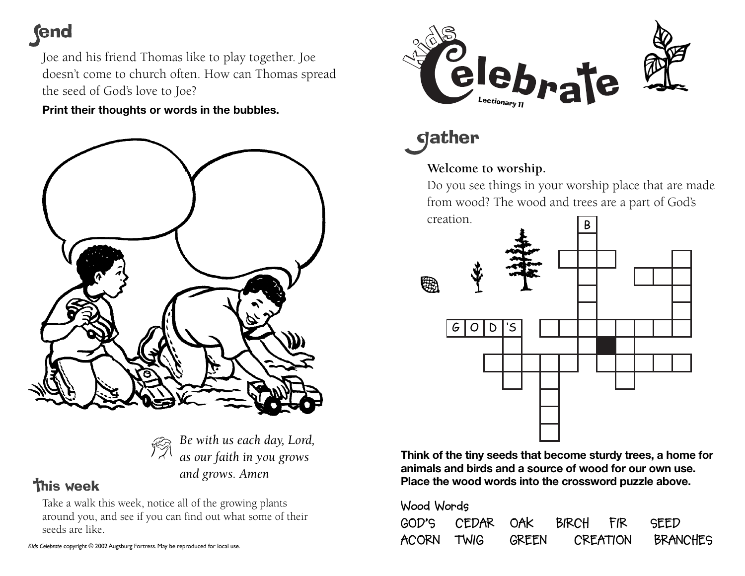## send

Joe and his friend Thomas like to play together. Joe doesn't come to church often. How can Thomas spread the seed of God's love to Joe?

**Print their thoughts or words in the bubbles.**

*Be with us each day, Lord, as our faith in you grows and grows. Amen*

## This week

Take a walk this week, notice all of the growing plants around you, and see if you can find out what some of their seeds are like.

*Kids Celebrate* copyright © 2002 Augsburg Fortress. May be reproduced for local use.

# Kids Celebrate

Lectionary 11

## gather

**Welcome to worship.**

Do you see things in your worship place that are made from wood? The wood and trees are a part of God's creation.

**Think of the tiny seeds that become sturdy trees, a home for animals and birds and a source of wood for our own use. Place the wood words into the crossword puzzle above.**

Wood Words

GOD'S CEDAR OAK BIRCH FIR SEED
ACORN TWIG GREEN CREATION BRANCHES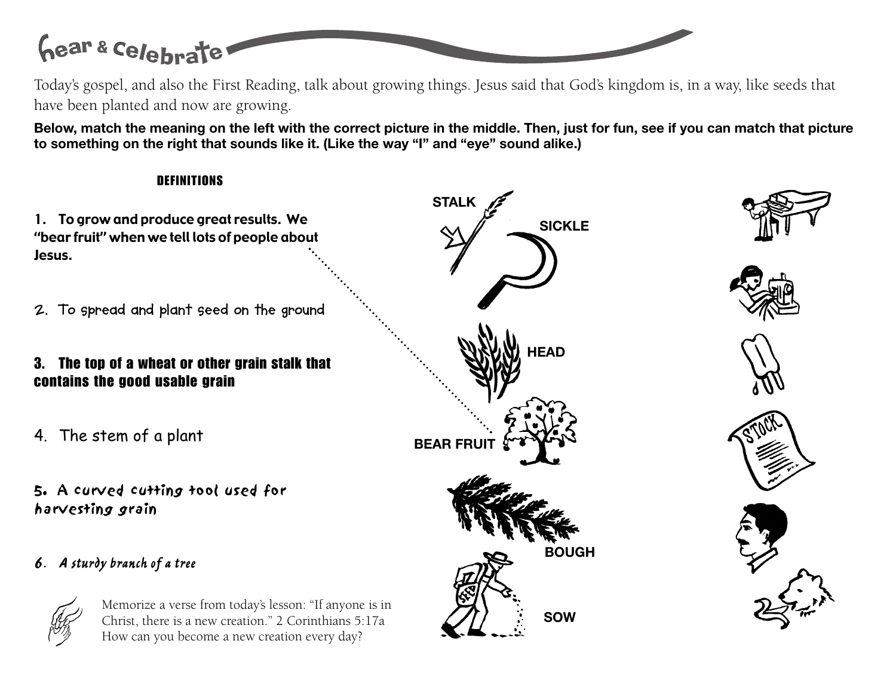## Hear & Celebrate

Today's gospel, and also the First Reading, talk about growing things. Jesus said that God's kingdom is, in a way, like seeds that have been planted and now are growing.

**Below, match the meaning on the left with the correct picture in the middle. Then, just for fun, see if you can match that picture to something on the right that sounds like it. (Like the way "I" and "eye" sound alike.)**

### DEFINITIONS

**1. To grow and produce great results. We "bear fruit" when we tell lots of people about Jesus.**

2. To spread and plant seed on the ground

**3. The top of a wheat or other grain stalk that contains the good usable grain**

4. The stem of a plant

5. A curved cutting tool used for harvesting grain

*6. A sturdy branch of a tree*

STALK

SICKLE

HEAD

BEAR FRUIT

BOUGH

SOW

STOCK

Memorize a verse from today's lesson: "If anyone is in Christ, there is a new creation." 2 Corinthians 5:17a
How can you become a new creation every day?